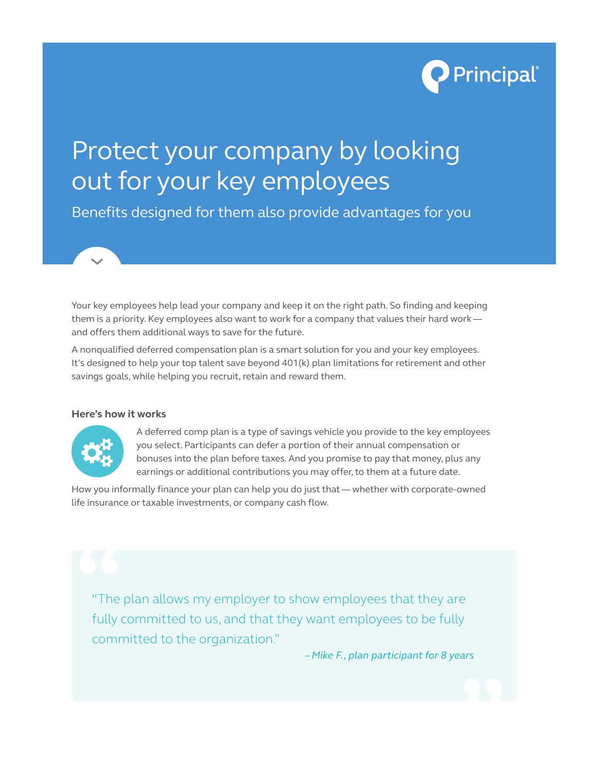Principal®

# Protect your company by looking out for your key employees

## Benefits designed for them also provide advantages for you

Your key employees help lead your company and keep it on the right path. So finding and keeping them is a priority. Key employees also want to work for a company that values their hard work — and offers them additional ways to save for the future.

A nonqualified deferred compensation plan is a smart solution for you and your key employees. It's designed to help your top talent save beyond 401(k) plan limitations for retirement and other savings goals, while helping you recruit, retain and reward them.

### Here's how it works

A deferred comp plan is a type of savings vehicle you provide to the key employees you select. Participants can defer a portion of their annual compensation or bonuses into the plan before taxes. And you promise to pay that money, plus any earnings or additional contributions you may offer, to them at a future date.

How you informally finance your plan can help you do just that — whether with corporate-owned life insurance or taxable investments, or company cash flow.

> "The plan allows my employer to show employees that they are fully committed to us, and that they want employees to be fully committed to the organization."
>
> *– Mike F., plan participant for 8 years*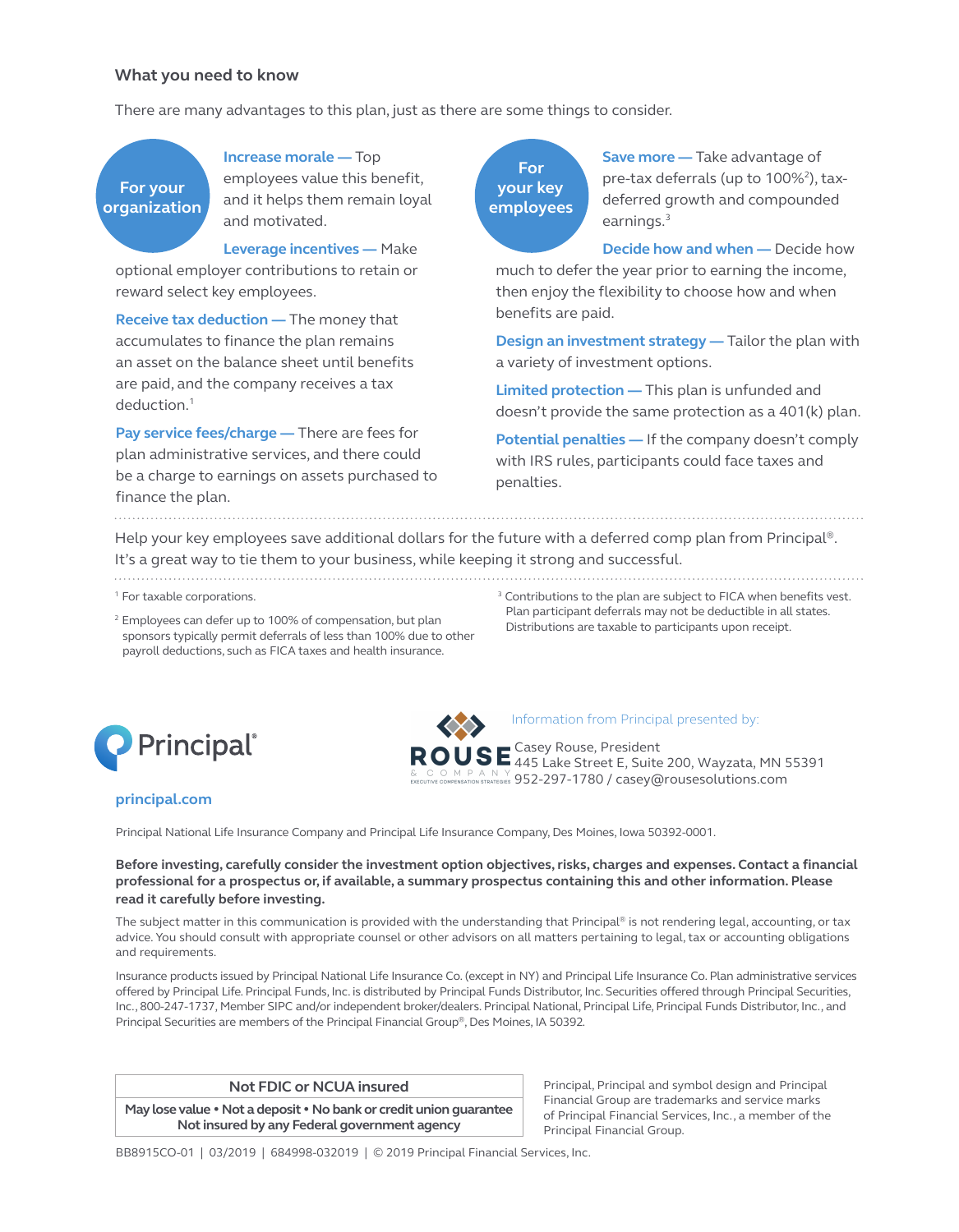### What you need to know

There are many advantages to this plan, just as there are some things to consider.

**For your organization**

**Increase morale —** Top employees value this benefit, and it helps them remain loyal and motivated.

**Leverage incentives —** Make optional employer contributions to retain or reward select key employees.

**Receive tax deduction —** The money that accumulates to finance the plan remains an asset on the balance sheet until benefits are paid, and the company receives a tax deduction.[1]

**Pay service fees/charge —** There are fees for plan administrative services, and there could be a charge to earnings on assets purchased to finance the plan.

**For your key employees**

**Save more —** Take advantage of pre-tax deferrals (up to 100%[2]), tax-deferred growth and compounded earnings.[3]

**Decide how and when —** Decide how much to defer the year prior to earning the income, then enjoy the flexibility to choose how and when benefits are paid.

**Design an investment strategy —** Tailor the plan with a variety of investment options.

**Limited protection —** This plan is unfunded and doesn't provide the same protection as a 401(k) plan.

**Potential penalties —** If the company doesn't comply with IRS rules, participants could face taxes and penalties.

---

Help your key employees save additional dollars for the future with a deferred comp plan from Principal®. It's a great way to tie them to your business, while keeping it strong and successful.

---

[1] For taxable corporations.

[2] Employees can defer up to 100% of compensation, but plan sponsors typically permit deferrals of less than 100% due to other payroll deductions, such as FICA taxes and health insurance.

[3] Contributions to the plan are subject to FICA when benefits vest. Plan participant deferrals may not be deductible in all states. Distributions are taxable to participants upon receipt.

Principal®

**principal.com**

Information from Principal presented by:

ROUSE & COMPANY
EXECUTIVE COMPENSATION STRATEGIES

Casey Rouse, President
445 Lake Street E, Suite 200, Wayzata, MN 55391
952-297-1780 / casey@rousesolutions.com

Principal National Life Insurance Company and Principal Life Insurance Company, Des Moines, Iowa 50392-0001.

**Before investing, carefully consider the investment option objectives, risks, charges and expenses. Contact a financial professional for a prospectus or, if available, a summary prospectus containing this and other information. Please read it carefully before investing.**

The subject matter in this communication is provided with the understanding that Principal® is not rendering legal, accounting, or tax advice. You should consult with appropriate counsel or other advisors on all matters pertaining to legal, tax or accounting obligations and requirements.

Insurance products issued by Principal National Life Insurance Co. (except in NY) and Principal Life Insurance Co. Plan administrative services offered by Principal Life. Principal Funds, Inc. is distributed by Principal Funds Distributor, Inc. Securities offered through Principal Securities, Inc., 800-247-1737, Member SIPC and/or independent broker/dealers. Principal National, Principal Life, Principal Funds Distributor, Inc., and Principal Securities are members of the Principal Financial Group®, Des Moines, IA 50392.

| Not FDIC or NCUA insured |
| --- |
| May lose value • Not a deposit • No bank or credit union guarantee Not insured by any Federal government agency |

Principal, Principal and symbol design and Principal Financial Group are trademarks and service marks of Principal Financial Services, Inc., a member of the Principal Financial Group.

BB8915CO-01 | 03/2019 | 684998-032019 | © 2019 Principal Financial Services, Inc.